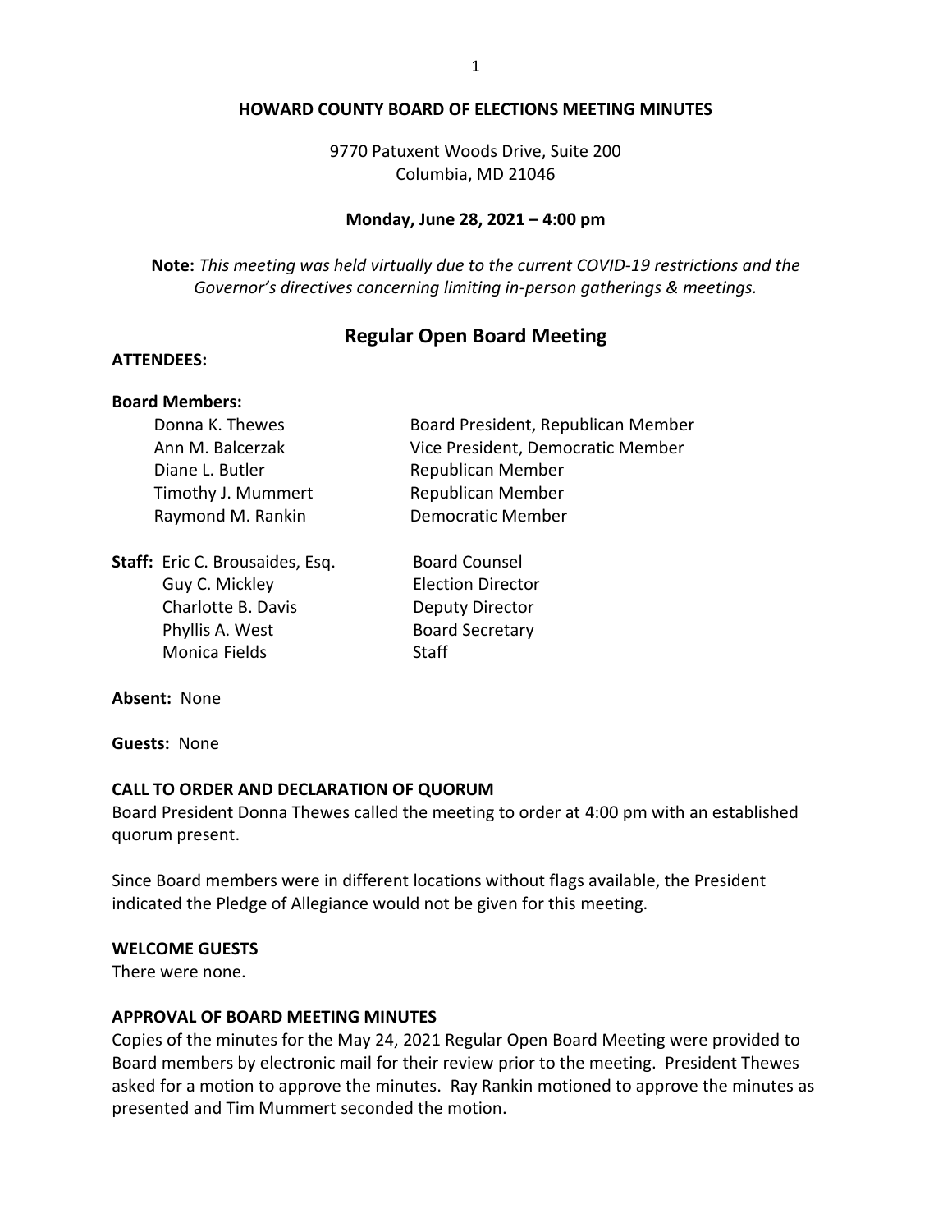# HOWARD COUNTY BOARD OF ELECTIONS MEETING MINUTES

9770 Patuxent Woods Drive, Suite 200
Columbia, MD 21046

**Monday, June 28, 2021 – 4:00 pm**

**Note:** *This meeting was held virtually due to the current COVID-19 restrictions and the Governor's directives concerning limiting in-person gatherings & meetings.*

## Regular Open Board Meeting

**ATTENDEES:**

**Board Members:**

| | |
|---|---|
| Donna K. Thewes | Board President, Republican Member |
| Ann M. Balcerzak | Vice President, Democratic Member |
| Diane L. Butler | Republican Member |
| Timothy J. Mummert | Republican Member |
| Raymond M. Rankin | Democratic Member |

**Staff:**

| | |
|---|---|
| Eric C. Brousaides, Esq. | Board Counsel |
| Guy C. Mickley | Election Director |
| Charlotte B. Davis | Deputy Director |
| Phyllis A. West | Board Secretary |
| Monica Fields | Staff |

**Absent:** None

**Guests:** None

**CALL TO ORDER AND DECLARATION OF QUORUM**

Board President Donna Thewes called the meeting to order at 4:00 pm with an established quorum present.

Since Board members were in different locations without flags available, the President indicated the Pledge of Allegiance would not be given for this meeting.

**WELCOME GUESTS**

There were none.

**APPROVAL OF BOARD MEETING MINUTES**

Copies of the minutes for the May 24, 2021 Regular Open Board Meeting were provided to Board members by electronic mail for their review prior to the meeting. President Thewes asked for a motion to approve the minutes. Ray Rankin motioned to approve the minutes as presented and Tim Mummert seconded the motion.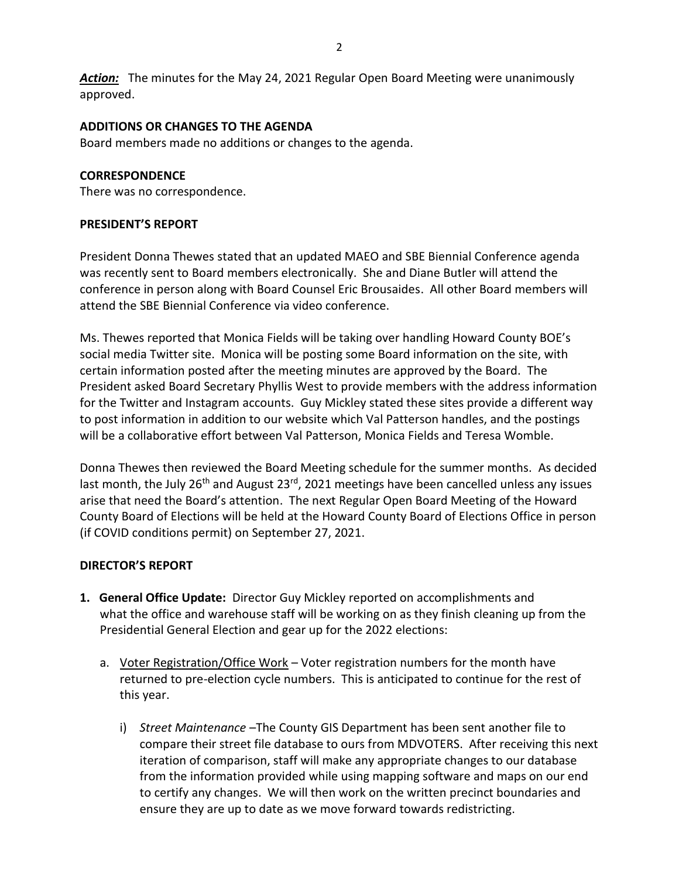***Action:*** The minutes for the May 24, 2021 Regular Open Board Meeting were unanimously approved.

**ADDITIONS OR CHANGES TO THE AGENDA**

Board members made no additions or changes to the agenda.

**CORRESPONDENCE**

There was no correspondence.

**PRESIDENT'S REPORT**

President Donna Thewes stated that an updated MAEO and SBE Biennial Conference agenda was recently sent to Board members electronically. She and Diane Butler will attend the conference in person along with Board Counsel Eric Brousaides. All other Board members will attend the SBE Biennial Conference via video conference.

Ms. Thewes reported that Monica Fields will be taking over handling Howard County BOE's social media Twitter site. Monica will be posting some Board information on the site, with certain information posted after the meeting minutes are approved by the Board. The President asked Board Secretary Phyllis West to provide members with the address information for the Twitter and Instagram accounts. Guy Mickley stated these sites provide a different way to post information in addition to our website which Val Patterson handles, and the postings will be a collaborative effort between Val Patterson, Monica Fields and Teresa Womble.

Donna Thewes then reviewed the Board Meeting schedule for the summer months. As decided last month, the July 26th and August 23rd, 2021 meetings have been cancelled unless any issues arise that need the Board's attention. The next Regular Open Board Meeting of the Howard County Board of Elections will be held at the Howard County Board of Elections Office in person (if COVID conditions permit) on September 27, 2021.

**DIRECTOR'S REPORT**

1. **General Office Update:** Director Guy Mickley reported on accomplishments and what the office and warehouse staff will be working on as they finish cleaning up from the Presidential General Election and gear up for the 2022 elections:

   a. Voter Registration/Office Work – Voter registration numbers for the month have returned to pre-election cycle numbers. This is anticipated to continue for the rest of this year.

      i) *Street Maintenance* –The County GIS Department has been sent another file to compare their street file database to ours from MDVOTERS. After receiving this next iteration of comparison, staff will make any appropriate changes to our database from the information provided while using mapping software and maps on our end to certify any changes. We will then work on the written precinct boundaries and ensure they are up to date as we move forward towards redistricting.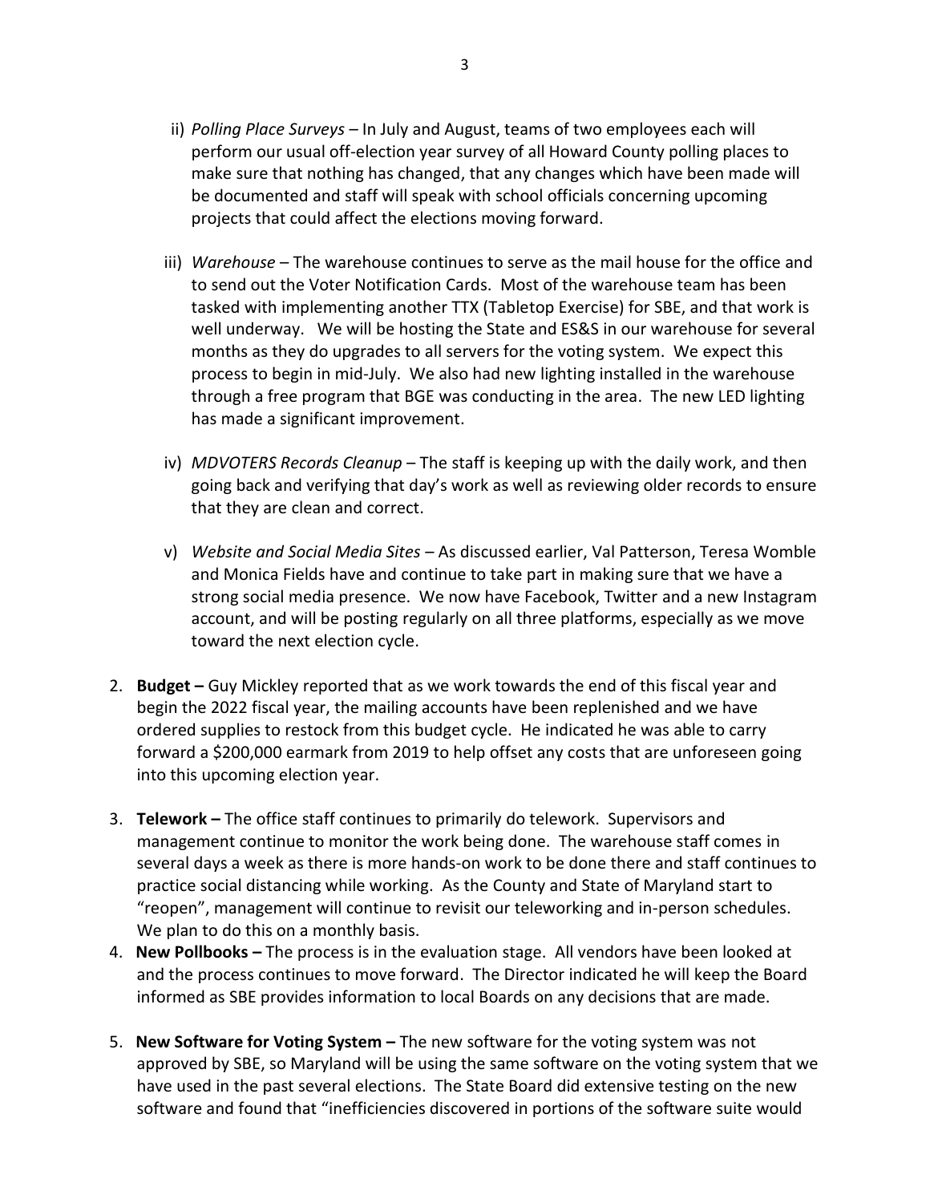ii) *Polling Place Surveys* – In July and August, teams of two employees each will perform our usual off-election year survey of all Howard County polling places to make sure that nothing has changed, that any changes which have been made will be documented and staff will speak with school officials concerning upcoming projects that could affect the elections moving forward.

iii) *Warehouse* – The warehouse continues to serve as the mail house for the office and to send out the Voter Notification Cards. Most of the warehouse team has been tasked with implementing another TTX (Tabletop Exercise) for SBE, and that work is well underway. We will be hosting the State and ES&S in our warehouse for several months as they do upgrades to all servers for the voting system. We expect this process to begin in mid-July. We also had new lighting installed in the warehouse through a free program that BGE was conducting in the area. The new LED lighting has made a significant improvement.

iv) *MDVOTERS Records Cleanup* – The staff is keeping up with the daily work, and then going back and verifying that day's work as well as reviewing older records to ensure that they are clean and correct.

v) *Website and Social Media Sites* – As discussed earlier, Val Patterson, Teresa Womble and Monica Fields have and continue to take part in making sure that we have a strong social media presence. We now have Facebook, Twitter and a new Instagram account, and will be posting regularly on all three platforms, especially as we move toward the next election cycle.

2. **Budget –** Guy Mickley reported that as we work towards the end of this fiscal year and begin the 2022 fiscal year, the mailing accounts have been replenished and we have ordered supplies to restock from this budget cycle. He indicated he was able to carry forward a $200,000 earmark from 2019 to help offset any costs that are unforeseen going into this upcoming election year.

3. **Telework –** The office staff continues to primarily do telework. Supervisors and management continue to monitor the work being done. The warehouse staff comes in several days a week as there is more hands-on work to be done there and staff continues to practice social distancing while working. As the County and State of Maryland start to "reopen", management will continue to revisit our teleworking and in-person schedules. We plan to do this on a monthly basis.

4. **New Pollbooks –** The process is in the evaluation stage. All vendors have been looked at and the process continues to move forward. The Director indicated he will keep the Board informed as SBE provides information to local Boards on any decisions that are made.

5. **New Software for Voting System –** The new software for the voting system was not approved by SBE, so Maryland will be using the same software on the voting system that we have used in the past several elections. The State Board did extensive testing on the new software and found that "inefficiencies discovered in portions of the software suite would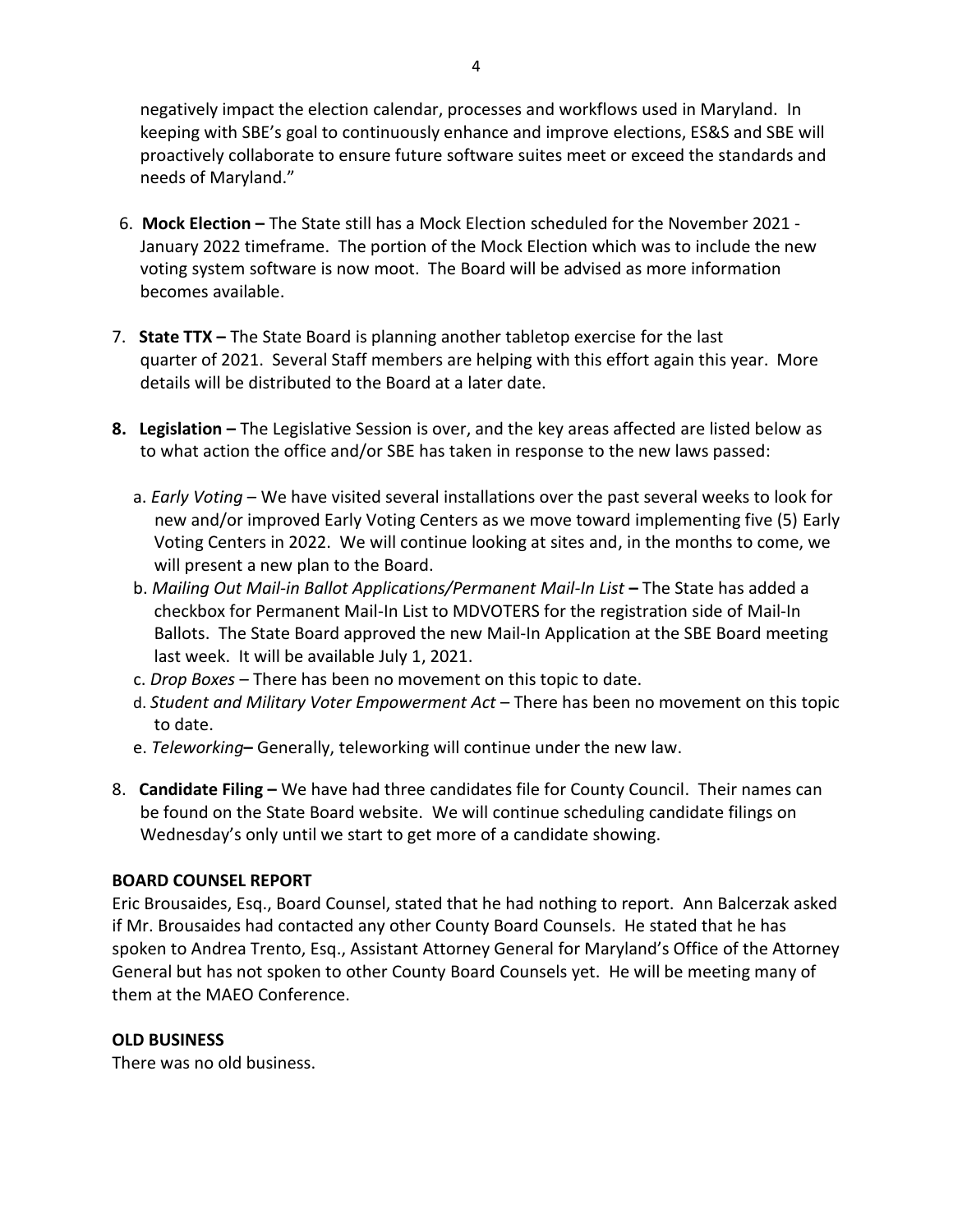negatively impact the election calendar, processes and workflows used in Maryland. In keeping with SBE's goal to continuously enhance and improve elections, ES&S and SBE will proactively collaborate to ensure future software suites meet or exceed the standards and needs of Maryland."

6. **Mock Election –** The State still has a Mock Election scheduled for the November 2021 - January 2022 timeframe. The portion of the Mock Election which was to include the new voting system software is now moot. The Board will be advised as more information becomes available.

7. **State TTX –** The State Board is planning another tabletop exercise for the last quarter of 2021. Several Staff members are helping with this effort again this year. More details will be distributed to the Board at a later date.

8. **Legislation –** The Legislative Session is over, and the key areas affected are listed below as to what action the office and/or SBE has taken in response to the new laws passed:

   a. *Early Voting* – We have visited several installations over the past several weeks to look for new and/or improved Early Voting Centers as we move toward implementing five (5) Early Voting Centers in 2022. We will continue looking at sites and, in the months to come, we will present a new plan to the Board.

   b. *Mailing Out Mail-in Ballot Applications/Permanent Mail-In List* **–** The State has added a checkbox for Permanent Mail-In List to MDVOTERS for the registration side of Mail-In Ballots. The State Board approved the new Mail-In Application at the SBE Board meeting last week. It will be available July 1, 2021.

   c. *Drop Boxes* – There has been no movement on this topic to date.

   d. *Student and Military Voter Empowerment Act* – There has been no movement on this topic to date.

   e. *Teleworking***–** Generally, teleworking will continue under the new law.

8. **Candidate Filing –** We have had three candidates file for County Council. Their names can be found on the State Board website. We will continue scheduling candidate filings on Wednesday's only until we start to get more of a candidate showing.

**BOARD COUNSEL REPORT**

Eric Brousaides, Esq., Board Counsel, stated that he had nothing to report. Ann Balcerzak asked if Mr. Brousaides had contacted any other County Board Counsels. He stated that he has spoken to Andrea Trento, Esq., Assistant Attorney General for Maryland's Office of the Attorney General but has not spoken to other County Board Counsels yet. He will be meeting many of them at the MAEO Conference.

**OLD BUSINESS**

There was no old business.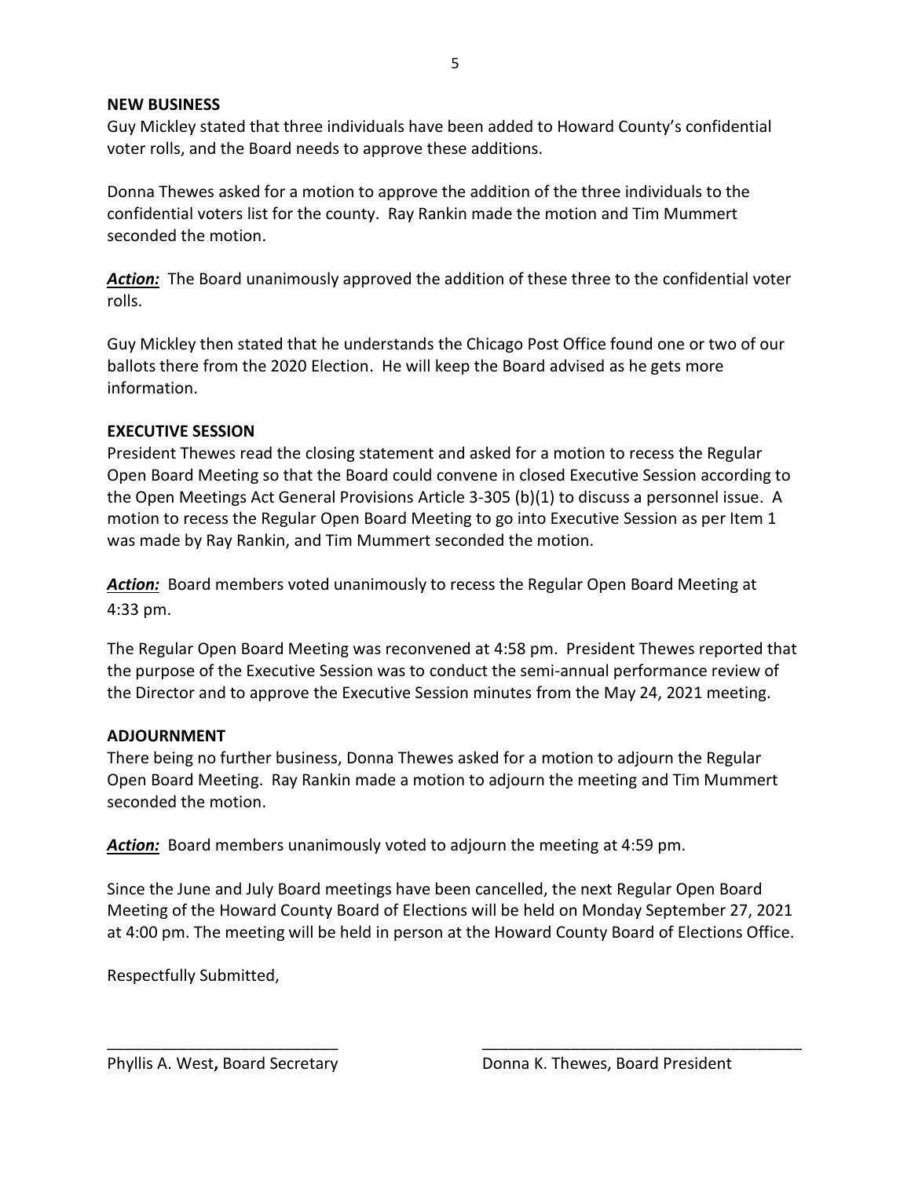## NEW BUSINESS

Guy Mickley stated that three individuals have been added to Howard County's confidential voter rolls, and the Board needs to approve these additions.

Donna Thewes asked for a motion to approve the addition of the three individuals to the confidential voters list for the county. Ray Rankin made the motion and Tim Mummert seconded the motion.

***Action:*** The Board unanimously approved the addition of these three to the confidential voter rolls.

Guy Mickley then stated that he understands the Chicago Post Office found one or two of our ballots there from the 2020 Election. He will keep the Board advised as he gets more information.

## EXECUTIVE SESSION

President Thewes read the closing statement and asked for a motion to recess the Regular Open Board Meeting so that the Board could convene in closed Executive Session according to the Open Meetings Act General Provisions Article 3-305 (b)(1) to discuss a personnel issue. A motion to recess the Regular Open Board Meeting to go into Executive Session as per Item 1 was made by Ray Rankin, and Tim Mummert seconded the motion.

***Action:*** Board members voted unanimously to recess the Regular Open Board Meeting at 4:33 pm.

The Regular Open Board Meeting was reconvened at 4:58 pm. President Thewes reported that the purpose of the Executive Session was to conduct the semi-annual performance review of the Director and to approve the Executive Session minutes from the May 24, 2021 meeting.

## ADJOURNMENT

There being no further business, Donna Thewes asked for a motion to adjourn the Regular Open Board Meeting. Ray Rankin made a motion to adjourn the meeting and Tim Mummert seconded the motion.

***Action:*** Board members unanimously voted to adjourn the meeting at 4:59 pm.

Since the June and July Board meetings have been cancelled, the next Regular Open Board Meeting of the Howard County Board of Elections will be held on Monday September 27, 2021 at 4:00 pm. The meeting will be held in person at the Howard County Board of Elections Office.

Respectfully Submitted,

\_\_\_\_\_\_\_\_\_\_\_\_\_\_\_\_\_\_\_\_\_\_\_\_\_\_\_ \_\_\_\_\_\_\_\_\_\_\_\_\_\_\_\_\_\_\_\_\_\_\_\_\_\_\_\_\_\_\_\_\_\_\_\_\_\_

Phyllis A. West**,** Board Secretary Donna K. Thewes, Board President